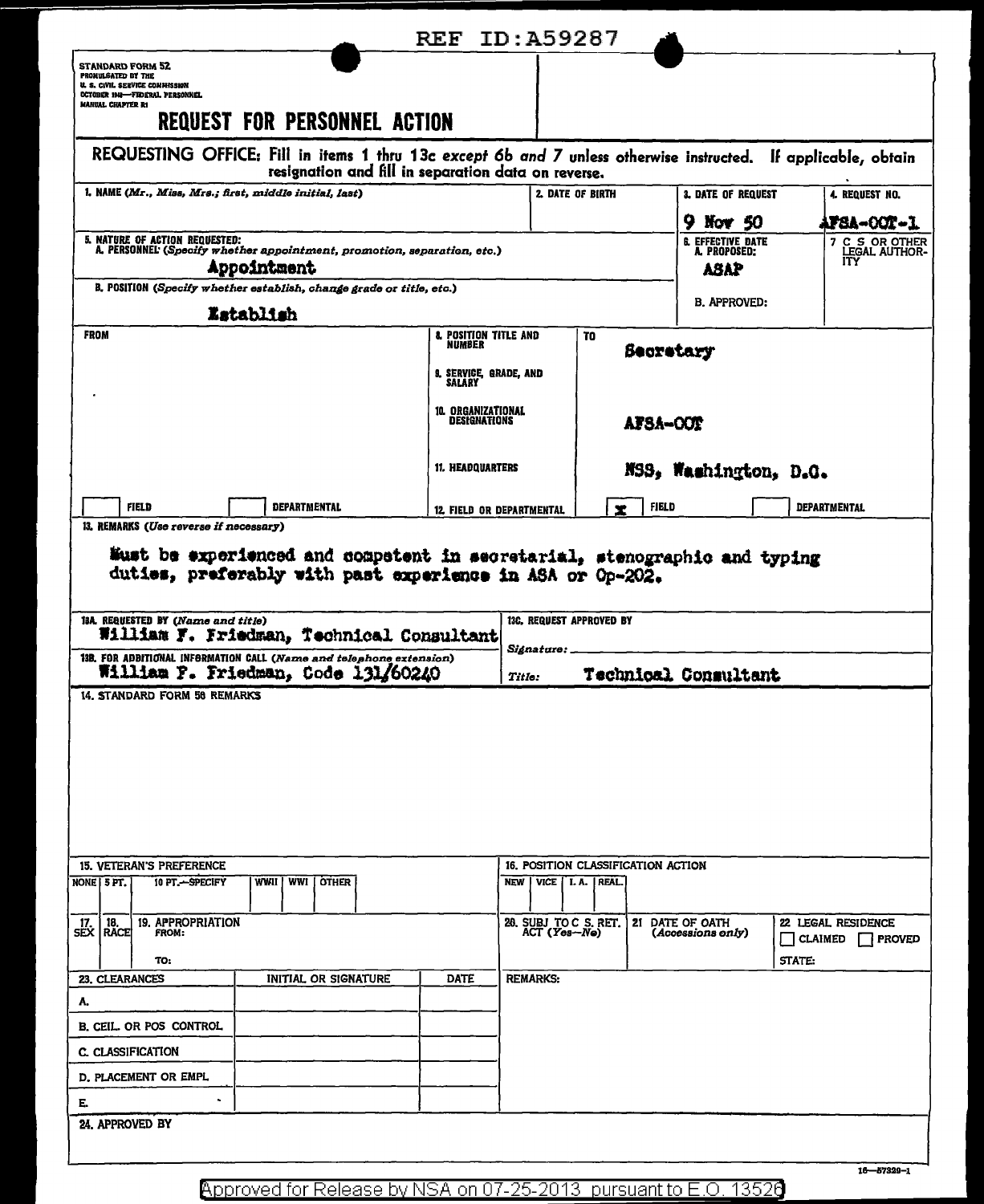REF ID:A59287

STANDARD FORM 52
PROMULGATED BY THE
U. S. CIVIL SERVICE COMMISSION
OCTOBER 1948—FEDERAL PERSONNEL
MANUAL CHAPTER R1

# REQUEST FOR PERSONNEL ACTION

**REQUESTING OFFICE:** Fill in items 1 thru 13c *except 6b and 7* unless otherwise instructed. If applicable, obtain resignation and fill in separation data on reverse.

| 1. NAME (*Mr., Miss, Mrs.; first, middle initial, last*) | 2. DATE OF BIRTH | 3. DATE OF REQUEST | 4. REQUEST NO. |
|---|---|---|---|
| | | 9 Nov 50 | AFSA-OOT-1 |

| 5. NATURE OF ACTION REQUESTED: | 6. EFFECTIVE DATE | 7. C S OR OTHER LEGAL AUTHORITY |
|---|---|---|
| A. PERSONNEL (*Specify whether appointment, promotion, separation, etc.*) Appointment | A. PROPOSED: ASAP | |
| B. POSITION (*Specify whether establish, change grade or title, etc.*) Establish | B. APPROVED: | |

| FROM | | TO |
|---|---|---|
| | 8. POSITION TITLE AND NUMBER | Secretary |
| | 9. SERVICE, GRADE, AND SALARY | |
| | 10. ORGANIZATIONAL DESIGNATIONS | AFSA-OOT |
| | 11. HEADQUARTERS | NSS, Washington, D.C. |
| ☐ FIELD ☐ DEPARTMENTAL | 12. FIELD OR DEPARTMENTAL | ☒ FIELD ☐ DEPARTMENTAL |

13. REMARKS (*Use reverse if necessary*)

Must be experienced and competent in secretarial, stenographic and typing duties, preferably with past experience in ASA or Op-202.

| 13A. REQUESTED BY (*Name and title*) | 13C. REQUEST APPROVED BY |
|---|---|
| William F. Friedman, Technical Consultant | Signature: |
| 13B. FOR ADDITIONAL INFORMATION CALL (*Name and telephone extension*) William F. Friedman, Code 131/60240 | Title: Technical Consultant |

14. STANDARD FORM 50 REMARKS

| 15. VETERAN'S PREFERENCE | | | | | | 16. POSITION CLASSIFICATION ACTION | | | |
|---|---|---|---|---|---|---|---|---|---|
| NONE | 5 PT. | 10 PT.—SPECIFY | WWII | WWI | OTHER | NEW | VICE | I. A. | REAL. |
| | | | | | | | | | |

| 17. SEX | 18. RACE | 19. APPROPRIATION FROM: TO: | 20. SUBJ TO C S. RET. ACT (*Yes—No*) | 21. DATE OF OATH (*Accessions only*) | 22. LEGAL RESIDENCE ☐ CLAIMED ☐ PROVED STATE: |
|---|---|---|---|---|---|
| | | | | | |

| 23. CLEARANCES | INITIAL OR SIGNATURE | DATE | REMARKS: |
|---|---|---|---|
| A. | | | |
| B. CEIL. OR POS CONTROL | | | |
| C. CLASSIFICATION | | | |
| D. PLACEMENT OR EMPL | | | |
| E. | | | |

24. APPROVED BY

16—57329—1

Approved for Release by NSA on 07-25-2013 pursuant to E.O. 13526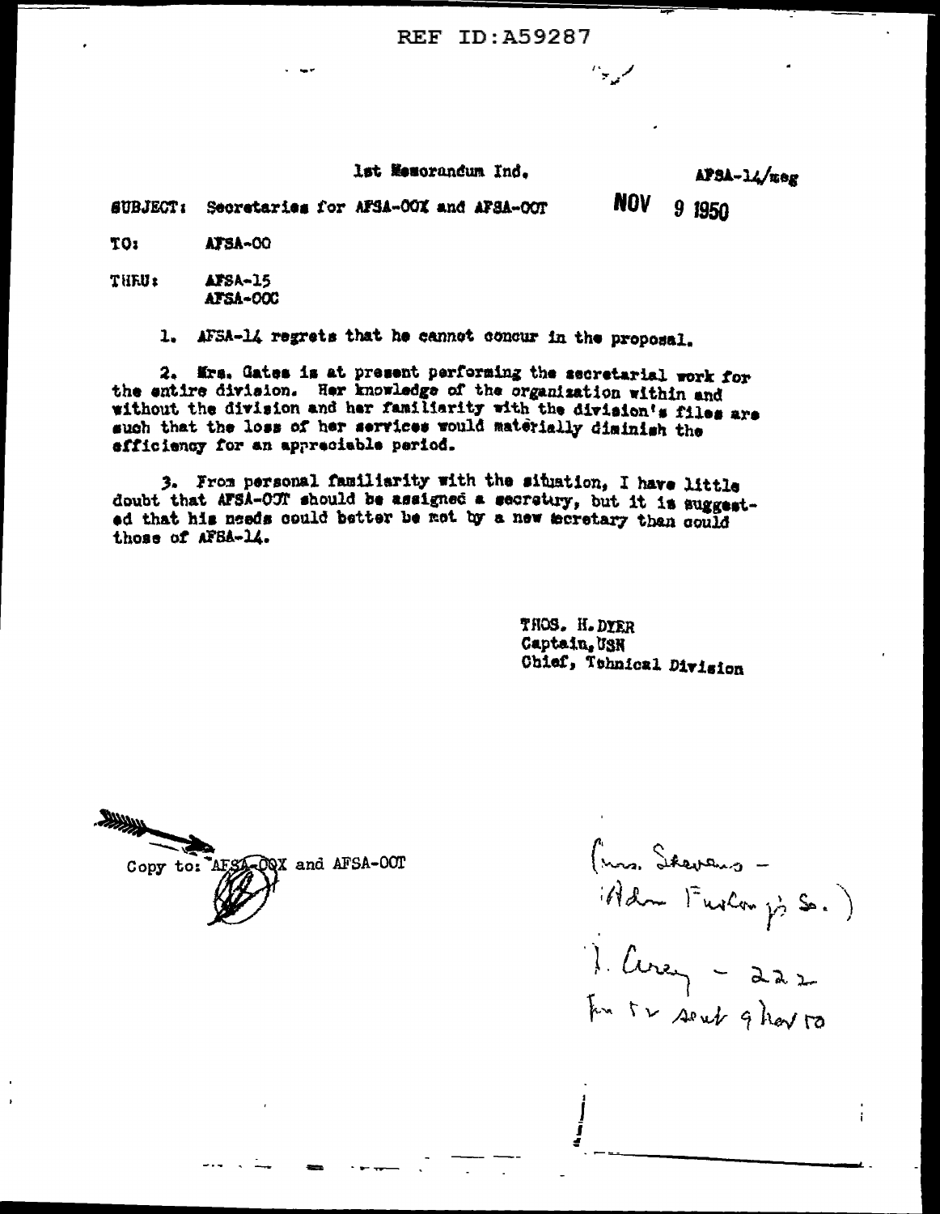REF ID:A59287

1st Memorandum Ind.

AFSA-14/meg

SUBJECT: Secretaries for AFSA-00X and AFSA-00T

NOV 9 1950

TO: AFSA-00

THRU: AFSA-15
AFSA-00C

1. AFSA-14 regrets that he cannot concur in the proposal.

2. Mrs. Gates is at present performing the secretarial work for the entire division. Her knowledge of the organization within and without the division and her familiarity with the division's files are such that the loss of her services would materially diminish the efficiency for an appreciable period.

3. From personal familiarity with the situation, I have little doubt that AFSA-00T should be assigned a secretary, but it is suggested that his needs could better be met by a new secretary than could those of AFSA-14.

THOS. H. DYER
Captain, USN
Chief, Tehnical Division

Copy to: AFSA-00X and AFSA-00T

(Mrs. Stevens -
(Adm Furlong's Sec.)
J. Corey - 222
for 5v sent 9 Nov 50